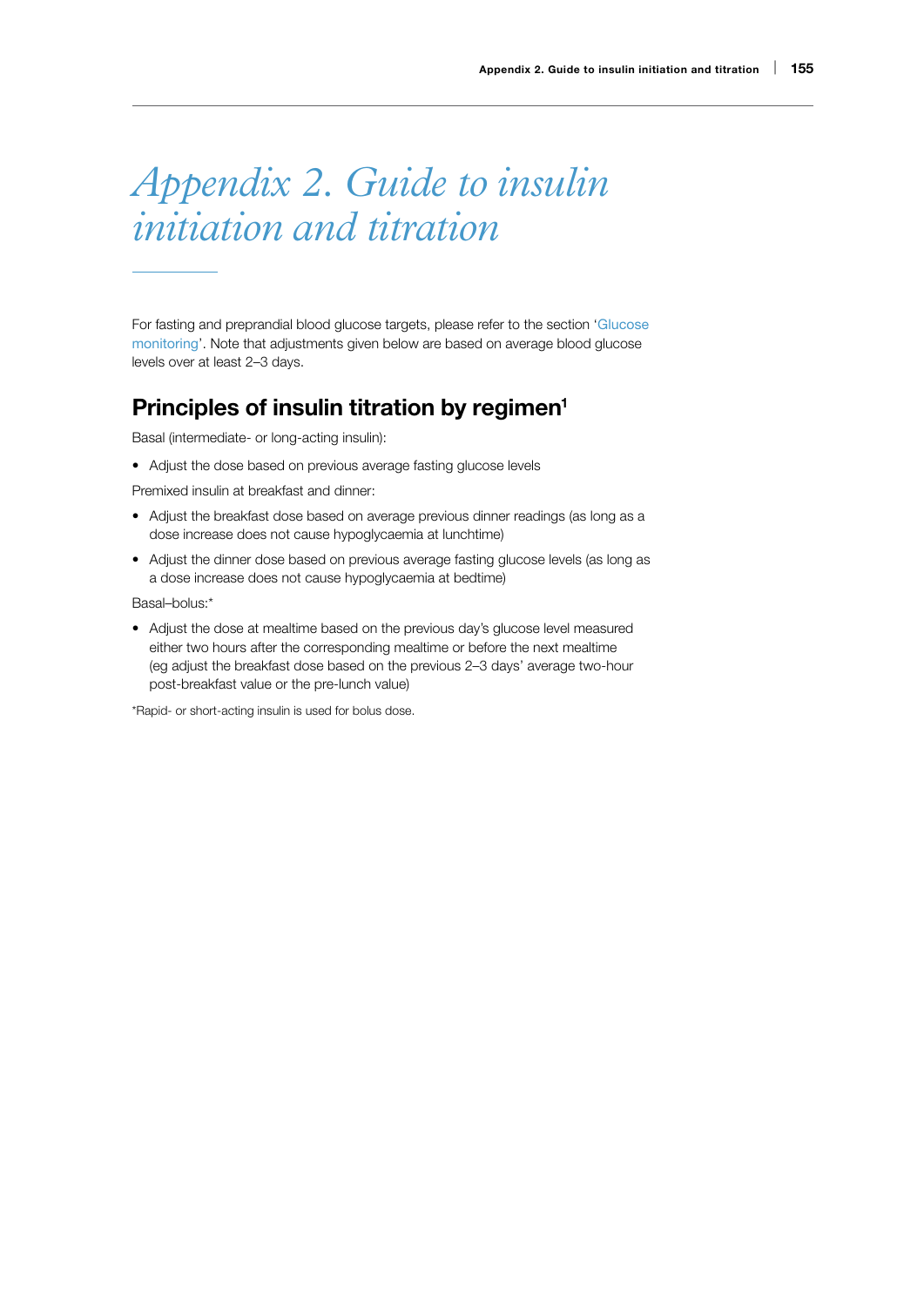# Appendix 2. Guide to insulin initiation and titration

For fasting and preprandial blood glucose targets, please refer to the section 'Glucose monitoring'. Note that adjustments given below are based on average blood glucose levels over at least 2–3 days.

## Principles of insulin titration by regimen[1]

Basal (intermediate- or long-acting insulin):

- Adjust the dose based on previous average fasting glucose levels

Premixed insulin at breakfast and dinner:

- Adjust the breakfast dose based on average previous dinner readings (as long as a dose increase does not cause hypoglycaemia at lunchtime)
- Adjust the dinner dose based on previous average fasting glucose levels (as long as a dose increase does not cause hypoglycaemia at bedtime)

Basal–bolus:*

- Adjust the dose at mealtime based on the previous day's glucose level measured either two hours after the corresponding mealtime or before the next mealtime (eg adjust the breakfast dose based on the previous 2–3 days' average two-hour post-breakfast value or the pre-lunch value)

*Rapid- or short-acting insulin is used for bolus dose.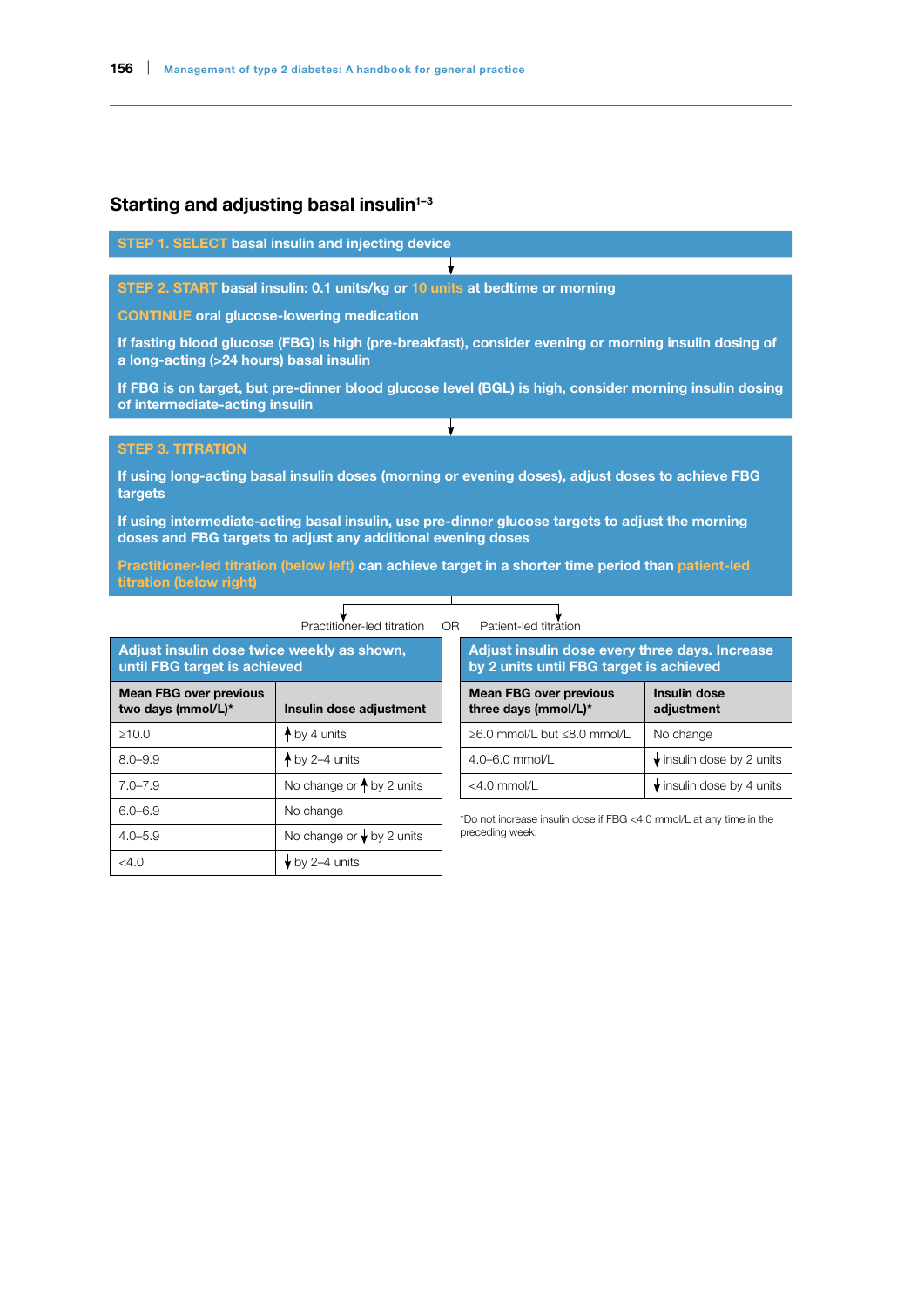## Starting and adjusting basal insulin[1–3]

**STEP 1. SELECT basal insulin and injecting device**

↓

**STEP 2. START basal insulin: 0.1 units/kg or 10 units at bedtime or morning**

**CONTINUE oral glucose-lowering medication**

**If fasting blood glucose (FBG) is high (pre-breakfast), consider evening or morning insulin dosing of a long-acting (>24 hours) basal insulin**

**If FBG is on target, but pre-dinner blood glucose level (BGL) is high, consider morning insulin dosing of intermediate-acting insulin**

↓

**STEP 3. TITRATION**

**If using long-acting basal insulin doses (morning or evening doses), adjust doses to achieve FBG targets**

**If using intermediate-acting basal insulin, use pre-dinner glucose targets to adjust the morning doses and FBG targets to adjust any additional evening doses**

**Practitioner-led titration (below left) can achieve target in a shorter time period than patient-led titration (below right)**

Practitioner-led titration OR Patient-led titration

**Adjust insulin dose twice weekly as shown, until FBG target is achieved**

| Mean FBG over previous two days (mmol/L)* | Insulin dose adjustment |
|---|---|
| ≥10.0 | ↑ by 4 units |
| 8.0–9.9 | ↑ by 2–4 units |
| 7.0–7.9 | No change or ↑ by 2 units |
| 6.0–6.9 | No change |
| 4.0–5.9 | No change or ↓ by 2 units |
| <4.0 | ↓ by 2–4 units |

**Adjust insulin dose every three days. Increase by 2 units until FBG target is achieved**

| Mean FBG over previous three days (mmol/L)* | Insulin dose adjustment |
|---|---|
| ≥6.0 mmol/L but ≤8.0 mmol/L | No change |
| 4.0–6.0 mmol/L | ↓ insulin dose by 2 units |
| <4.0 mmol/L | ↓ insulin dose by 4 units |

*Do not increase insulin dose if FBG <4.0 mmol/L at any time in the preceding week.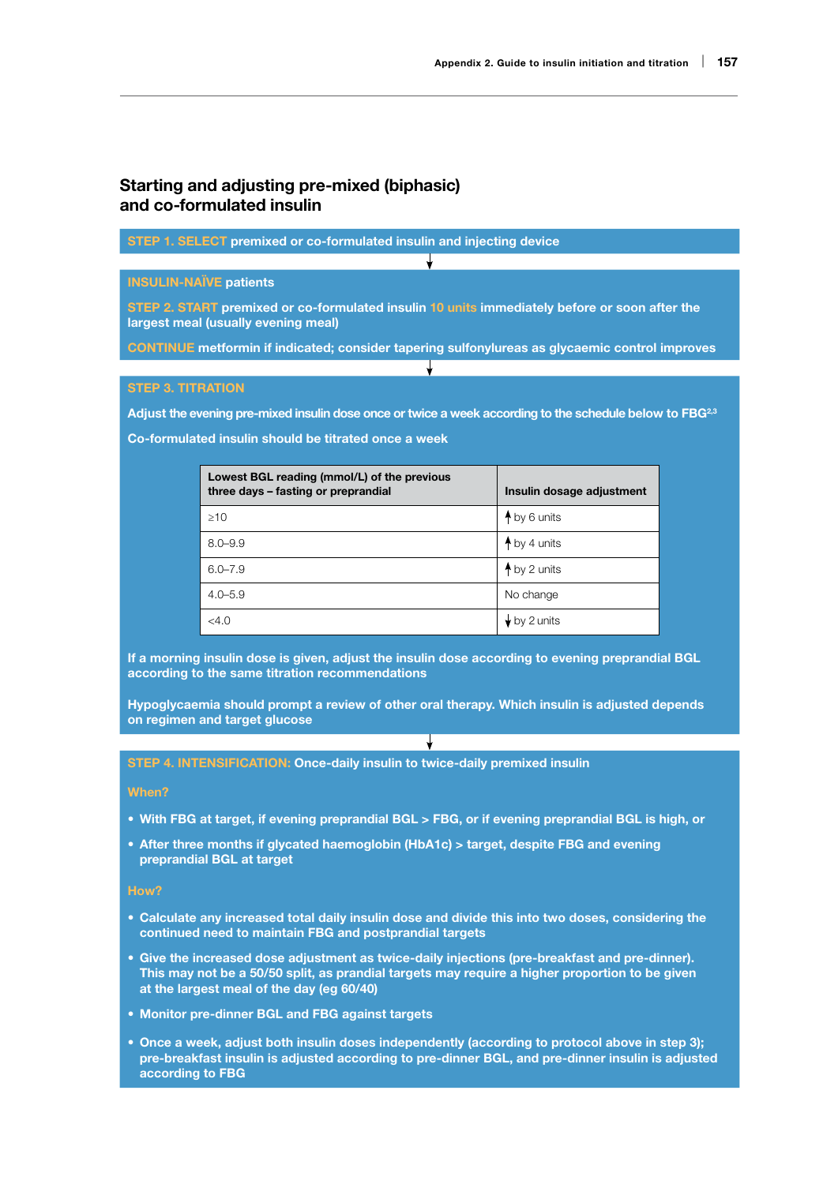## Starting and adjusting pre-mixed (biphasic) and co-formulated insulin

**STEP 1. SELECT premixed or co-formulated insulin and injecting device**

**INSULIN-NAÏVE patients**

**STEP 2. START premixed or co-formulated insulin 10 units immediately before or soon after the largest meal (usually evening meal)**

**CONTINUE metformin if indicated; consider tapering sulfonylureas as glycaemic control improves**

**STEP 3. TITRATION**

**Adjust the evening pre-mixed insulin dose once or twice a week according to the schedule below to FBG[2,3]**

**Co-formulated insulin should be titrated once a week**

| Lowest BGL reading (mmol/L) of the previous three days – fasting or preprandial | Insulin dosage adjustment |
|---|---|
| ≥10 | ↑ by 6 units |
| 8.0–9.9 | ↑ by 4 units |
| 6.0–7.9 | ↑ by 2 units |
| 4.0–5.9 | No change |
| <4.0 | ↓ by 2 units |

**If a morning insulin dose is given, adjust the insulin dose according to evening preprandial BGL according to the same titration recommendations**

**Hypoglycaemia should prompt a review of other oral therapy. Which insulin is adjusted depends on regimen and target glucose**

**STEP 4. INTENSIFICATION: Once-daily insulin to twice-daily premixed insulin**

**When?**

- **With FBG at target, if evening preprandial BGL > FBG, or if evening preprandial BGL is high, or**
- **After three months if glycated haemoglobin (HbA1c) > target, despite FBG and evening preprandial BGL at target**

**How?**

- **Calculate any increased total daily insulin dose and divide this into two doses, considering the continued need to maintain FBG and postprandial targets**
- **Give the increased dose adjustment as twice-daily injections (pre-breakfast and pre-dinner). This may not be a 50/50 split, as prandial targets may require a higher proportion to be given at the largest meal of the day (eg 60/40)**
- **Monitor pre-dinner BGL and FBG against targets**
- **Once a week, adjust both insulin doses independently (according to protocol above in step 3); pre-breakfast insulin is adjusted according to pre-dinner BGL, and pre-dinner insulin is adjusted according to FBG**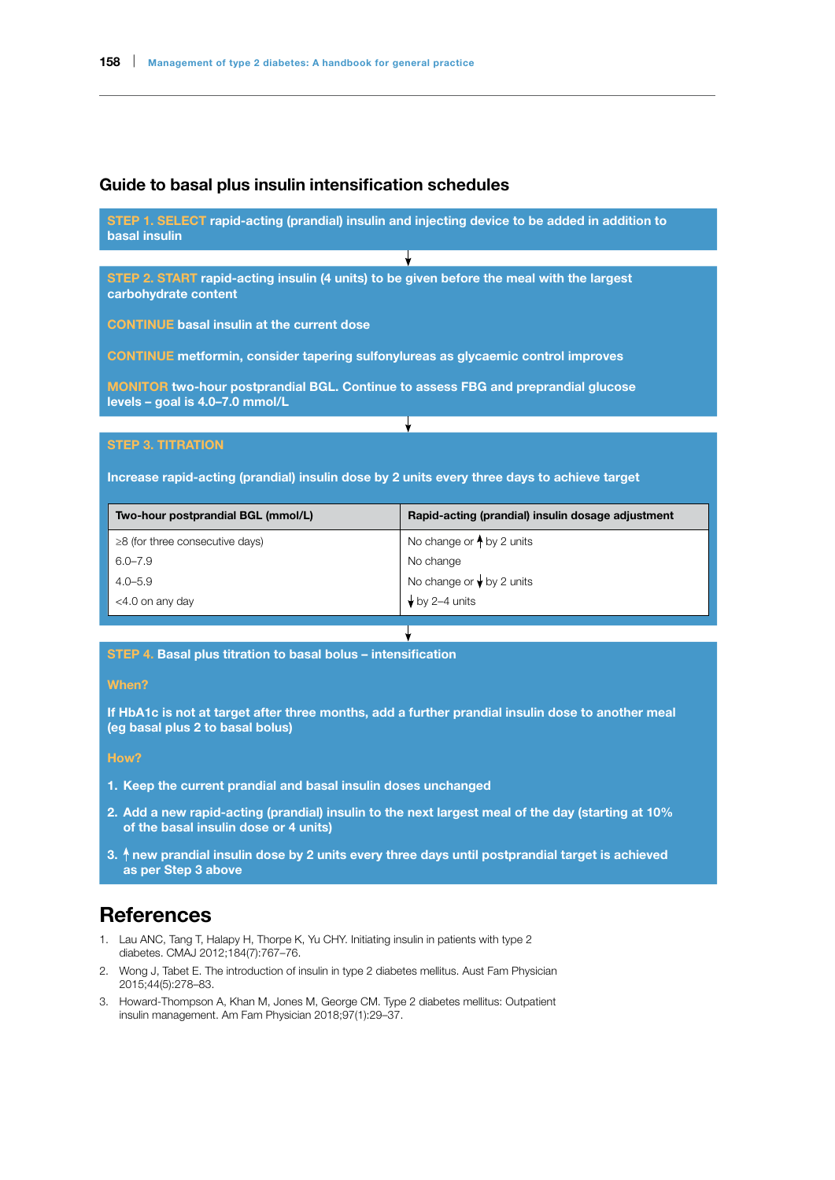## Guide to basal plus insulin intensification schedules

**STEP 1. SELECT rapid-acting (prandial) insulin and injecting device to be added in addition to basal insulin**

**STEP 2. START rapid-acting insulin (4 units) to be given before the meal with the largest carbohydrate content**

**CONTINUE basal insulin at the current dose**

**CONTINUE metformin, consider tapering sulfonylureas as glycaemic control improves**

**MONITOR two-hour postprandial BGL. Continue to assess FBG and preprandial glucose levels – goal is 4.0–7.0 mmol/L**

**STEP 3. TITRATION**

**Increase rapid-acting (prandial) insulin dose by 2 units every three days to achieve target**

| Two-hour postprandial BGL (mmol/L) | Rapid-acting (prandial) insulin dosage adjustment |
|---|---|
| ≥8 (for three consecutive days) | No change or ↑ by 2 units |
| 6.0–7.9 | No change |
| 4.0–5.9 | No change or ↓ by 2 units |
| <4.0 on any day | ↓ by 2–4 units |

**STEP 4. Basal plus titration to basal bolus – intensification**

**When?**

**If HbA1c is not at target after three months, add a further prandial insulin dose to another meal (eg basal plus 2 to basal bolus)**

**How?**

1. **Keep the current prandial and basal insulin doses unchanged**
2. **Add a new rapid-acting (prandial) insulin to the next largest meal of the day (starting at 10% of the basal insulin dose or 4 units)**
3. **↑ new prandial insulin dose by 2 units every three days until postprandial target is achieved as per Step 3 above**

# References

1. Lau ANC, Tang T, Halapy H, Thorpe K, Yu CHY. Initiating insulin in patients with type 2 diabetes. CMAJ 2012;184(7):767–76.
2. Wong J, Tabet E. The introduction of insulin in type 2 diabetes mellitus. Aust Fam Physician 2015;44(5):278–83.
3. Howard-Thompson A, Khan M, Jones M, George CM. Type 2 diabetes mellitus: Outpatient insulin management. Am Fam Physician 2018;97(1):29–37.